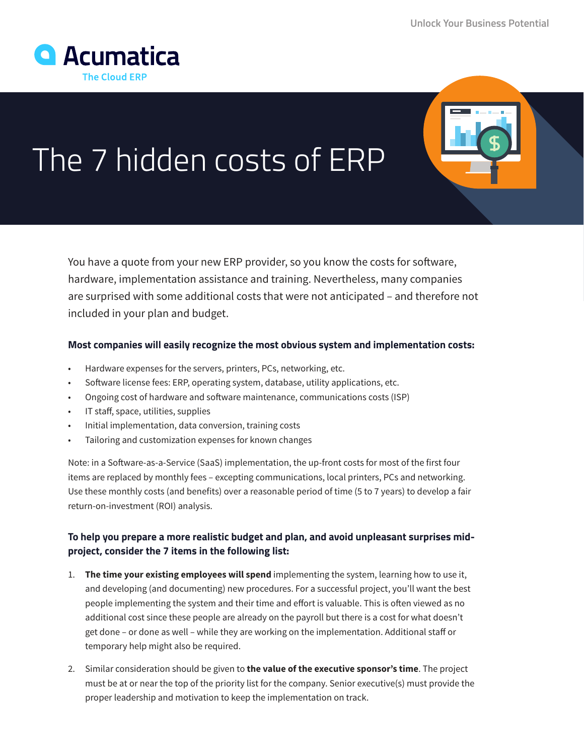Acumatica

The Cloud ERP

# The 7 hidden costs of ERP

You have a quote from your new ERP provider, so you know the costs for software, hardware, implementation assistance and training. Nevertheless, many companies are surprised with some additional costs that were not anticipated – and therefore not included in your plan and budget.

**Most companies will easily recognize the most obvious system and implementation costs:**

- Hardware expenses for the servers, printers, PCs, networking, etc.
- Software license fees: ERP, operating system, database, utility applications, etc.
- Ongoing cost of hardware and software maintenance, communications costs (ISP)
- IT staff, space, utilities, supplies
- Initial implementation, data conversion, training costs
- Tailoring and customization expenses for known changes

Note: in a Software-as-a-Service (SaaS) implementation, the up-front costs for most of the first four items are replaced by monthly fees – excepting communications, local printers, PCs and networking. Use these monthly costs (and benefits) over a reasonable period of time (5 to 7 years) to develop a fair return-on-investment (ROI) analysis.

**To help you prepare a more realistic budget and plan, and avoid unpleasant surprises mid-project, consider the 7 items in the following list:**

1. **The time your existing employees will spend** implementing the system, learning how to use it, and developing (and documenting) new procedures. For a successful project, you'll want the best people implementing the system and their time and effort is valuable. This is often viewed as no additional cost since these people are already on the payroll but there is a cost for what doesn't get done – or done as well – while they are working on the implementation. Additional staff or temporary help might also be required.

2. Similar consideration should be given to **the value of the executive sponsor's time**. The project must be at or near the top of the priority list for the company. Senior executive(s) must provide the proper leadership and motivation to keep the implementation on track.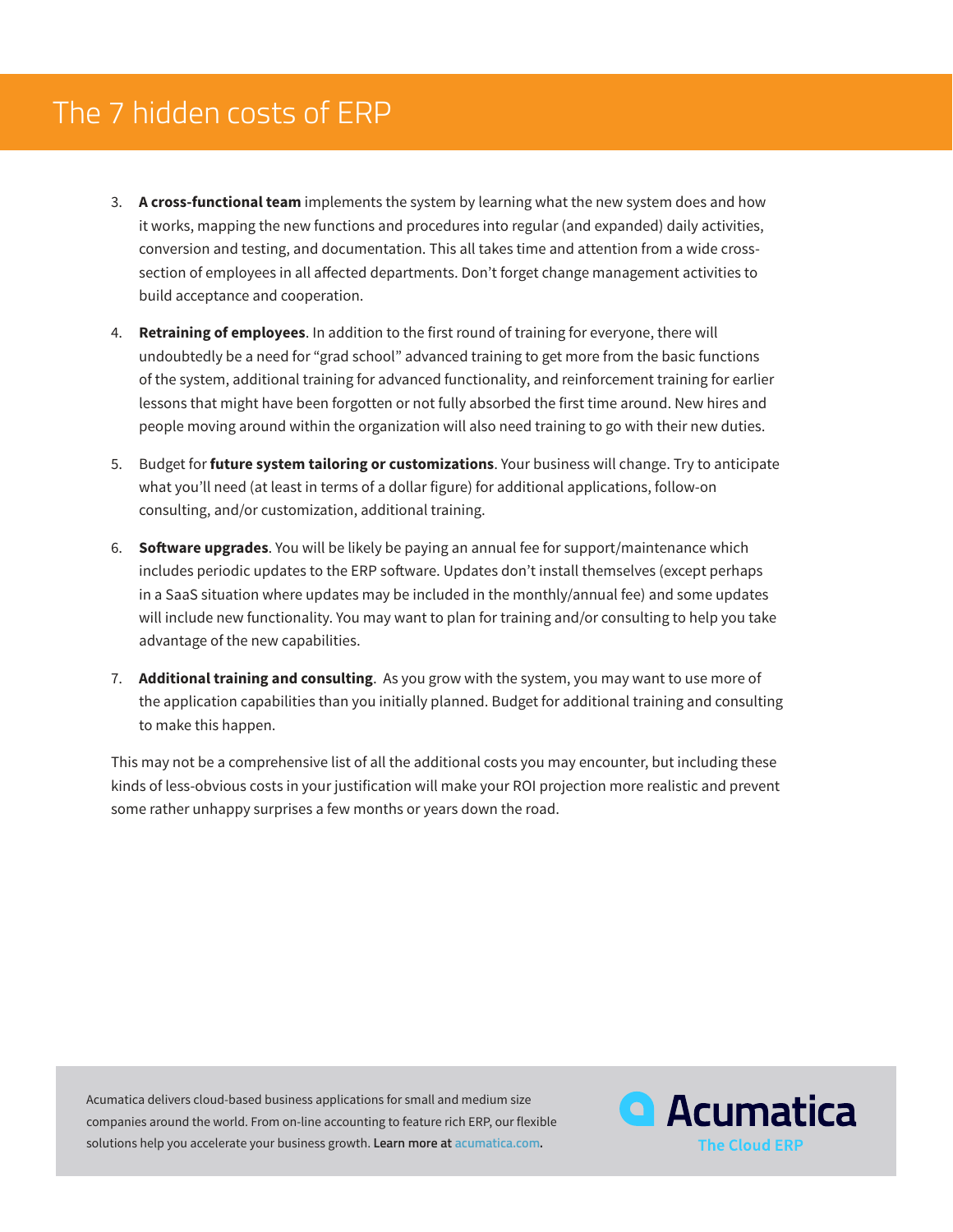3. **A cross-functional team** implements the system by learning what the new system does and how it works, mapping the new functions and procedures into regular (and expanded) daily activities, conversion and testing, and documentation. This all takes time and attention from a wide cross-section of employees in all affected departments. Don't forget change management activities to build acceptance and cooperation.

4. **Retraining of employees**. In addition to the first round of training for everyone, there will undoubtedly be a need for "grad school" advanced training to get more from the basic functions of the system, additional training for advanced functionality, and reinforcement training for earlier lessons that might have been forgotten or not fully absorbed the first time around. New hires and people moving around within the organization will also need training to go with their new duties.

5. Budget for **future system tailoring or customizations**. Your business will change. Try to anticipate what you'll need (at least in terms of a dollar figure) for additional applications, follow-on consulting, and/or customization, additional training.

6. **Software upgrades**. You will be likely be paying an annual fee for support/maintenance which includes periodic updates to the ERP software. Updates don't install themselves (except perhaps in a SaaS situation where updates may be included in the monthly/annual fee) and some updates will include new functionality. You may want to plan for training and/or consulting to help you take advantage of the new capabilities.

7. **Additional training and consulting**. As you grow with the system, you may want to use more of the application capabilities than you initially planned. Budget for additional training and consulting to make this happen.

This may not be a comprehensive list of all the additional costs you may encounter, but including these kinds of less-obvious costs in your justification will make your ROI projection more realistic and prevent some rather unhappy surprises a few months or years down the road.

Acumatica delivers cloud-based business applications for small and medium size companies around the world. From on-line accounting to feature rich ERP, our flexible solutions help you accelerate your business growth. **Learn more at** acumatica.com.

Acumatica
The Cloud ERP